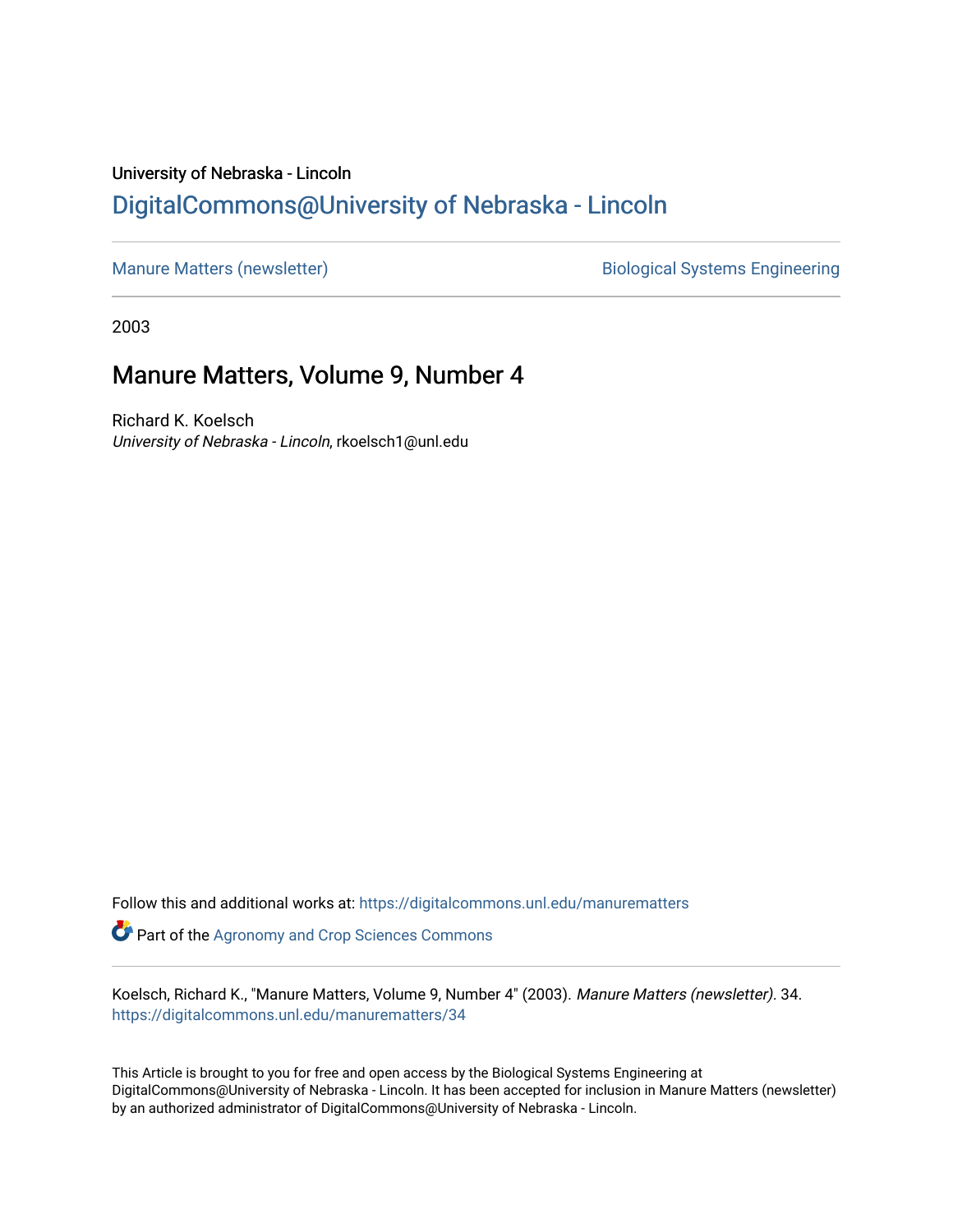University of Nebraska - Lincoln

## DigitalCommons@University of Nebraska - Lincoln

Manure Matters (newsletter) | Biological Systems Engineering

2003

# Manure Matters, Volume 9, Number 4

Richard K. Koelsch
*University of Nebraska - Lincoln*, rkoelsch1@unl.edu

Follow this and additional works at: https://digitalcommons.unl.edu/manurematters

Part of the Agronomy and Crop Sciences Commons

Koelsch, Richard K., "Manure Matters, Volume 9, Number 4" (2003). *Manure Matters (newsletter)*. 34.
https://digitalcommons.unl.edu/manurematters/34

This Article is brought to you for free and open access by the Biological Systems Engineering at DigitalCommons@University of Nebraska - Lincoln. It has been accepted for inclusion in Manure Matters (newsletter) by an authorized administrator of DigitalCommons@University of Nebraska - Lincoln.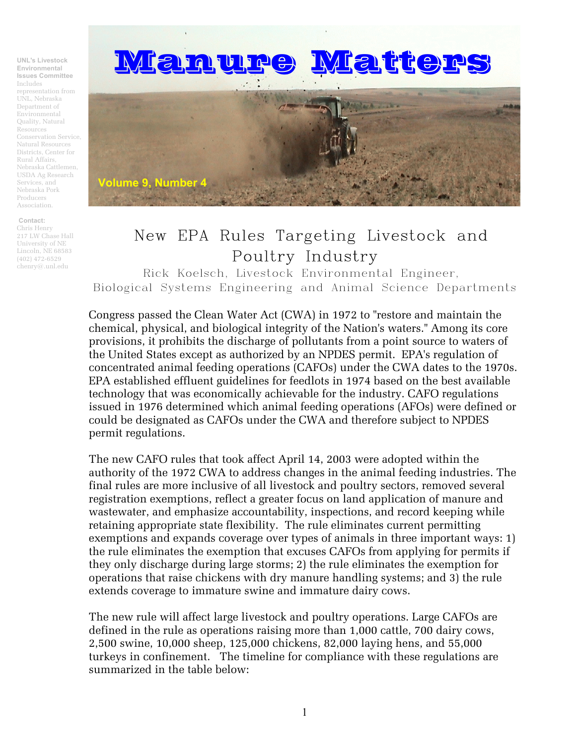# Manure Matters

**Volume 9, Number 4**

**UNL's Livestock Environmental Issues Committee**
Includes representation from UNL, Nebraska Department of Environmental Quality, Natural Resources Conservation Service, Natural Resources Districts, Center for Rural Affairs, Nebraska Cattlemen, USDA Ag Research Services, and Nebraska Pork Producers Association.

**Contact:**
Chris Henry
217 LW Chase Hall
University of NE
Lincoln, NE 68583
(402) 472-6529
chenry@.unl.edu

## New EPA Rules Targeting Livestock and Poultry Industry

Rick Koelsch, Livestock Environmental Engineer, Biological Systems Engineering and Animal Science Departments

Congress passed the Clean Water Act (CWA) in 1972 to "restore and maintain the chemical, physical, and biological integrity of the Nation's waters." Among its core provisions, it prohibits the discharge of pollutants from a point source to waters of the United States except as authorized by an NPDES permit. EPA's regulation of concentrated animal feeding operations (CAFOs) under the CWA dates to the 1970s. EPA established effluent guidelines for feedlots in 1974 based on the best available technology that was economically achievable for the industry. CAFO regulations issued in 1976 determined which animal feeding operations (AFOs) were defined or could be designated as CAFOs under the CWA and therefore subject to NPDES permit regulations.

The new CAFO rules that took affect April 14, 2003 were adopted within the authority of the 1972 CWA to address changes in the animal feeding industries. The final rules are more inclusive of all livestock and poultry sectors, removed several registration exemptions, reflect a greater focus on land application of manure and wastewater, and emphasize accountability, inspections, and record keeping while retaining appropriate state flexibility. The rule eliminates current permitting exemptions and expands coverage over types of animals in three important ways: 1) the rule eliminates the exemption that excuses CAFOs from applying for permits if they only discharge during large storms; 2) the rule eliminates the exemption for operations that raise chickens with dry manure handling systems; and 3) the rule extends coverage to immature swine and immature dairy cows.

The new rule will affect large livestock and poultry operations. Large CAFOs are defined in the rule as operations raising more than 1,000 cattle, 700 dairy cows, 2,500 swine, 10,000 sheep, 125,000 chickens, 82,000 laying hens, and 55,000 turkeys in confinement. The timeline for compliance with these regulations are summarized in the table below: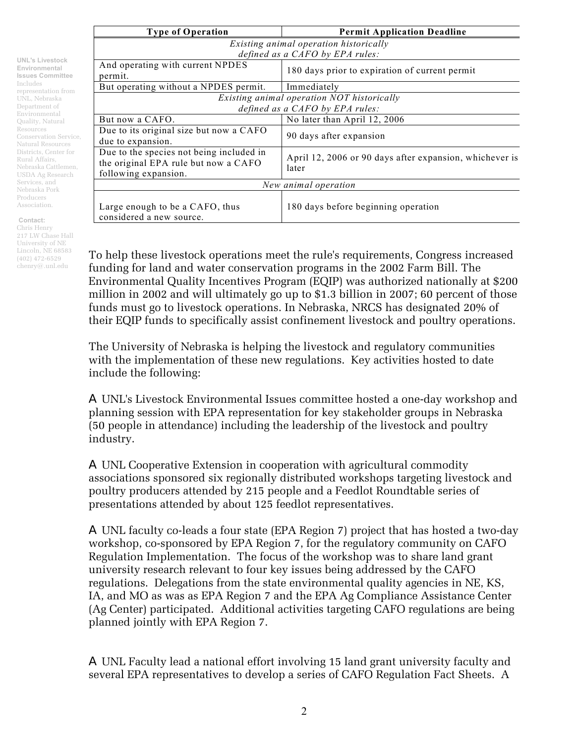| Type of Operation | Permit Application Deadline |
|---|---|
| *Existing animal operation historically defined as a CAFO by EPA rules:* | |
| And operating with current NPDES permit. | 180 days prior to expiration of current permit |
| But operating without a NPDES permit. | Immediately |
| *Existing animal operation NOT historically defined as a CAFO by EPA rules:* | |
| But now a CAFO. | No later than April 12, 2006 |
| Due to its original size but now a CAFO due to expansion. | 90 days after expansion |
| Due to the species not being included in the original EPA rule but now a CAFO following expansion. | April 12, 2006 or 90 days after expansion, whichever is later |
| *New animal operation* | |
| Large enough to be a CAFO, thus considered a new source. | 180 days before beginning operation |

**UNL's Livestock Environmental Issues Committee** Includes representation from UNL, Nebraska Department of Environmental Quality, Natural Resources Conservation Service, Natural Resources Districts, Center for Rural Affairs, Nebraska Cattlemen, USDA Ag Research Services, and Nebraska Pork Producers Association.

**Contact:**
Chris Henry
217 LW Chase Hall
University of NE
Lincoln, NE 68583
(402) 472-6529
chenry@.unl.edu

To help these livestock operations meet the rule's requirements, Congress increased funding for land and water conservation programs in the 2002 Farm Bill. The Environmental Quality Incentives Program (EQIP) was authorized nationally at $200 million in 2002 and will ultimately go up to $1.3 billion in 2007; 60 percent of those funds must go to livestock operations. In Nebraska, NRCS has designated 20% of their EQIP funds to specifically assist confinement livestock and poultry operations.

The University of Nebraska is helping the livestock and regulatory communities with the implementation of these new regulations. Key activities hosted to date include the following:

- UNL's Livestock Environmental Issues committee hosted a one-day workshop and planning session with EPA representation for key stakeholder groups in Nebraska (50 people in attendance) including the leadership of the livestock and poultry industry.

- UNL Cooperative Extension in cooperation with agricultural commodity associations sponsored six regionally distributed workshops targeting livestock and poultry producers attended by 215 people and a Feedlot Roundtable series of presentations attended by about 125 feedlot representatives.

- UNL faculty co-leads a four state (EPA Region 7) project that has hosted a two-day workshop, co-sponsored by EPA Region 7, for the regulatory community on CAFO Regulation Implementation. The focus of the workshop was to share land grant university research relevant to four key issues being addressed by the CAFO regulations. Delegations from the state environmental quality agencies in NE, KS, IA, and MO as was as EPA Region 7 and the EPA Ag Compliance Assistance Center (Ag Center) participated. Additional activities targeting CAFO regulations are being planned jointly with EPA Region 7.

- UNL Faculty lead a national effort involving 15 land grant university faculty and several EPA representatives to develop a series of CAFO Regulation Fact Sheets. A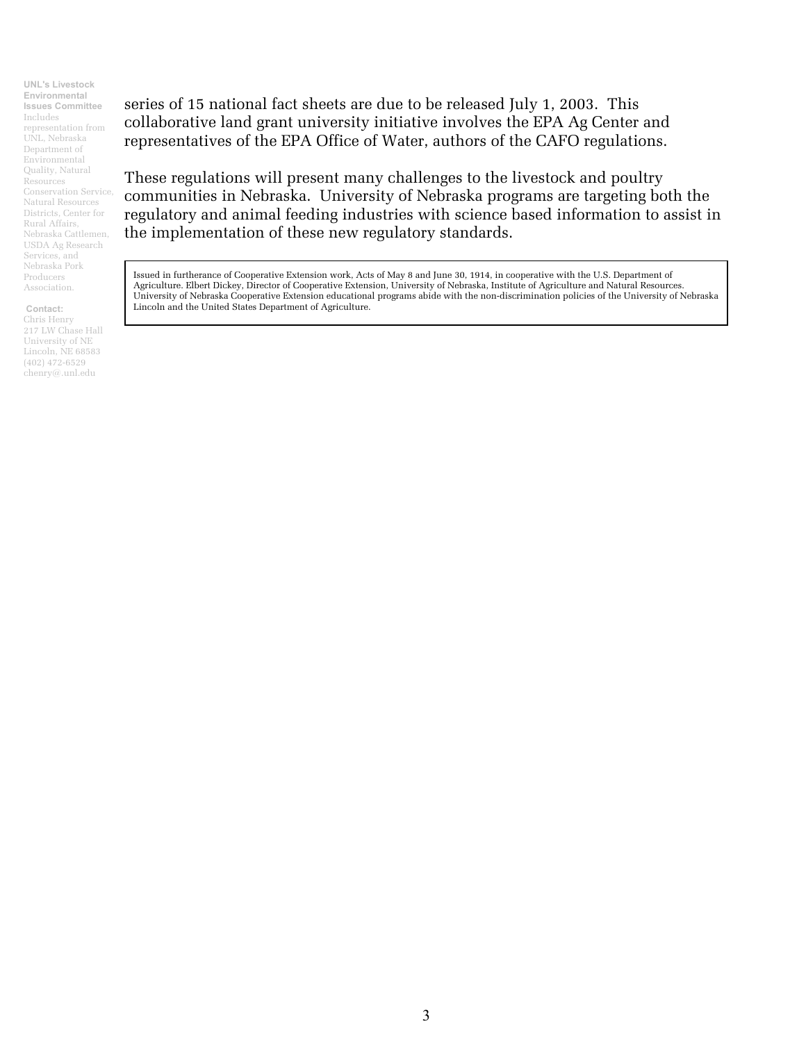**UNL's Livestock Environmental Issues Committee** Includes representation from UNL, Nebraska Department of Environmental Quality, Natural Resources Conservation Service, Natural Resources Districts, Center for Rural Affairs, Nebraska Cattlemen, USDA Ag Research Services, and Nebraska Pork Producers Association.

**Contact:**
Chris Henry
217 LW Chase Hall
University of NE
Lincoln, NE 68583
(402) 472-6529
chenry@.unl.edu

series of 15 national fact sheets are due to be released July 1, 2003. This collaborative land grant university initiative involves the EPA Ag Center and representatives of the EPA Office of Water, authors of the CAFO regulations.

These regulations will present many challenges to the livestock and poultry communities in Nebraska. University of Nebraska programs are targeting both the regulatory and animal feeding industries with science based information to assist in the implementation of these new regulatory standards.

Issued in furtherance of Cooperative Extension work, Acts of May 8 and June 30, 1914, in cooperative with the U.S. Department of Agriculture. Elbert Dickey, Director of Cooperative Extension, University of Nebraska, Institute of Agriculture and Natural Resources. University of Nebraska Cooperative Extension educational programs abide with the non-discrimination policies of the University of Nebraska Lincoln and the United States Department of Agriculture.